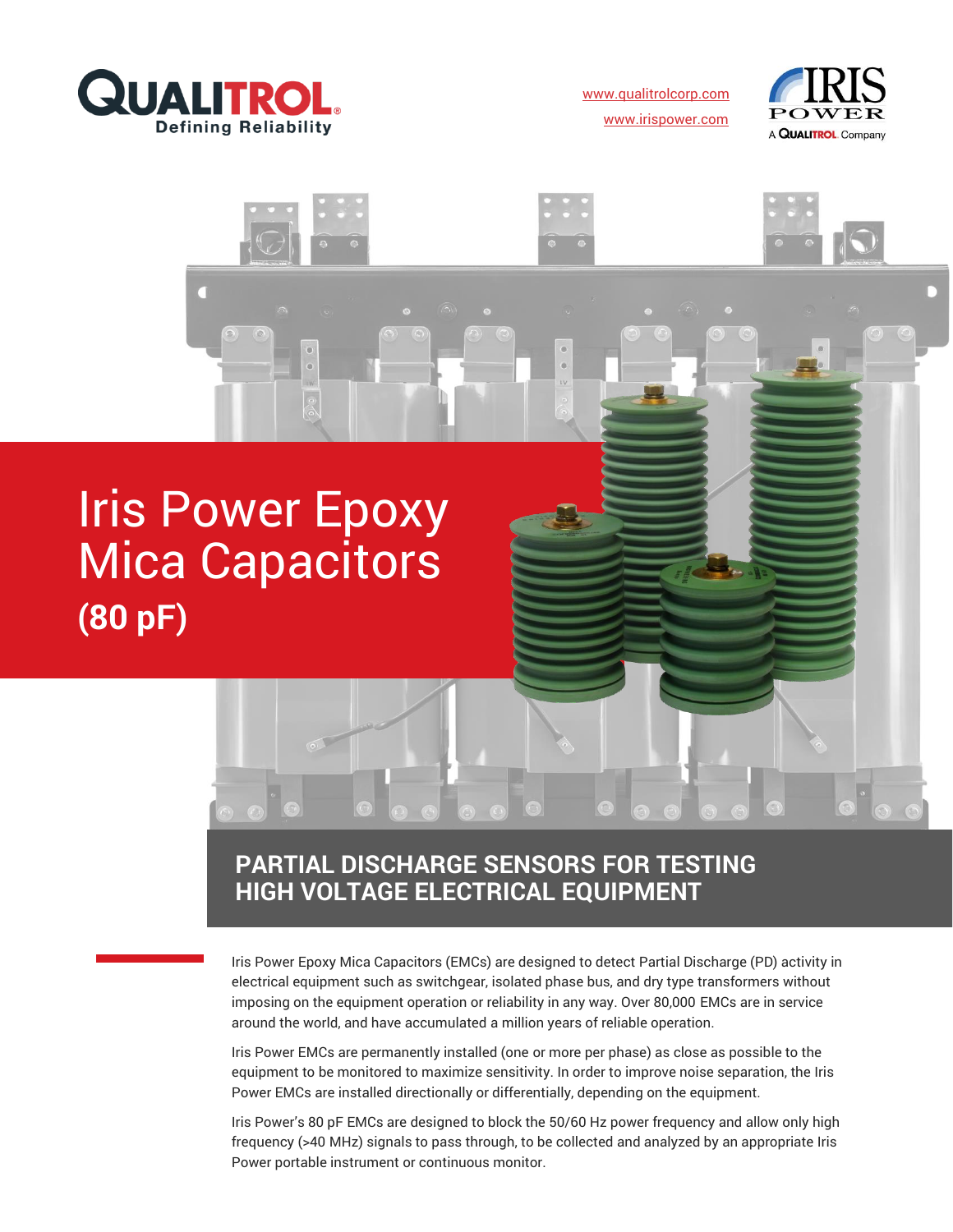QUALITROL
Defining Reliability

www.qualitrolcorp.com

www.irispower.com

IRIS POWER
A QUALITROL Company

# Iris Power Epoxy Mica Capacitors

## (80 pF)

## PARTIAL DISCHARGE SENSORS FOR TESTING HIGH VOLTAGE ELECTRICAL EQUIPMENT

Iris Power Epoxy Mica Capacitors (EMCs) are designed to detect Partial Discharge (PD) activity in electrical equipment such as switchgear, isolated phase bus, and dry type transformers without imposing on the equipment operation or reliability in any way. Over 80,000 EMCs are in service around the world, and have accumulated a million years of reliable operation.

Iris Power EMCs are permanently installed (one or more per phase) as close as possible to the equipment to be monitored to maximize sensitivity. In order to improve noise separation, the Iris Power EMCs are installed directionally or differentially, depending on the equipment.

Iris Power's 80 pF EMCs are designed to block the 50/60 Hz power frequency and allow only high frequency (>40 MHz) signals to pass through, to be collected and analyzed by an appropriate Iris Power portable instrument or continuous monitor.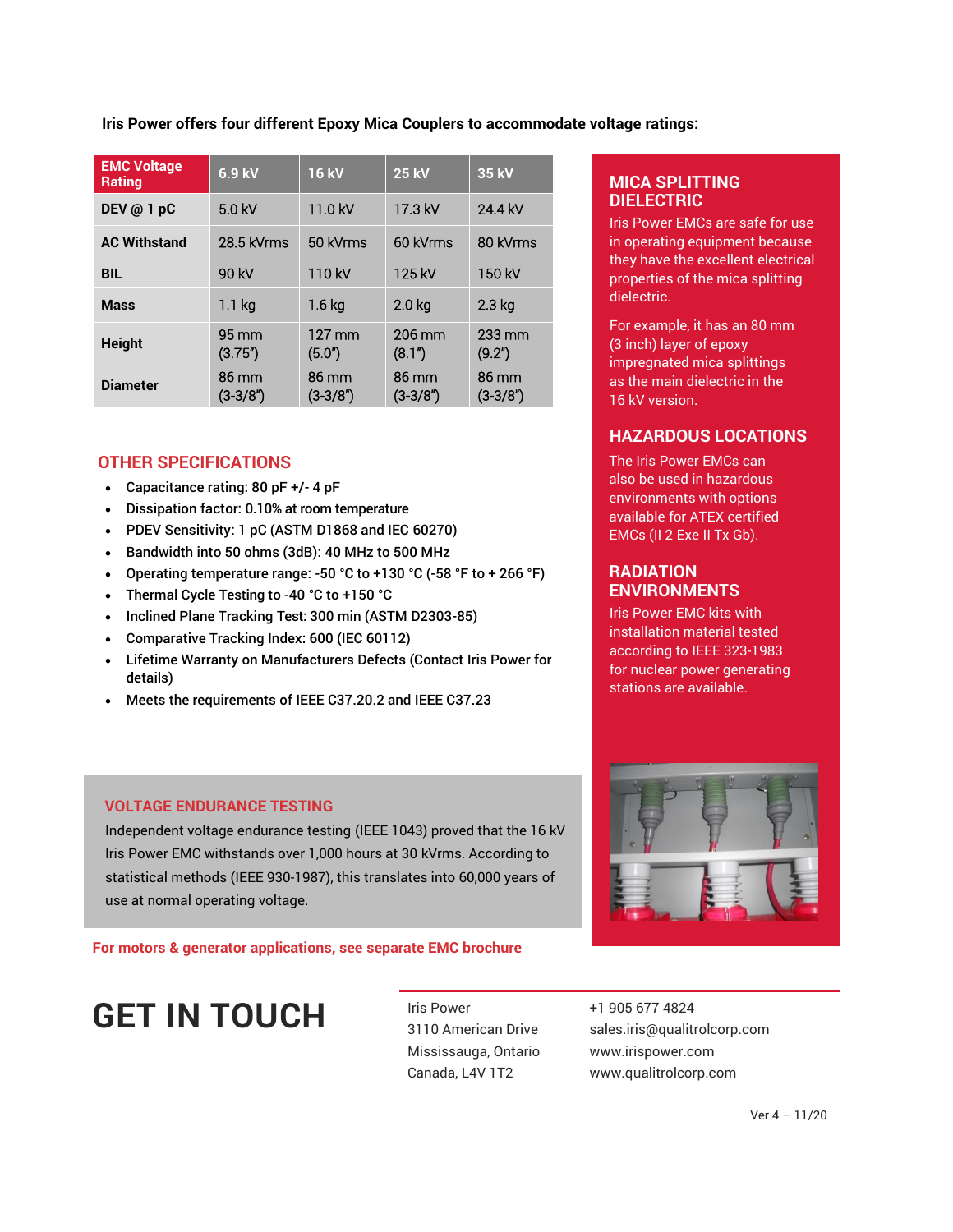**Iris Power offers four different Epoxy Mica Couplers to accommodate voltage ratings:**

| EMC Voltage Rating | 6.9 kV | 16 kV | 25 kV | 35 kV |
|---|---|---|---|---|
| DEV @ 1 pC | 5.0 kV | 11.0 kV | 17.3 kV | 24.4 kV |
| AC Withstand | 28.5 kVrms | 50 kVrms | 60 kVrms | 80 kVrms |
| BIL | 90 kV | 110 kV | 125 kV | 150 kV |
| Mass | 1.1 kg | 1.6 kg | 2.0 kg | 2.3 kg |
| Height | 95 mm (3.75") | 127 mm (5.0") | 206 mm (8.1") | 233 mm (9.2") |
| Diameter | 86 mm (3-3/8") | 86 mm (3-3/8") | 86 mm (3-3/8") | 86 mm (3-3/8") |

## OTHER SPECIFICATIONS

- Capacitance rating: 80 pF +/- 4 pF
- Dissipation factor: 0.10% at room temperature
- PDEV Sensitivity: 1 pC (ASTM D1868 and IEC 60270)
- Bandwidth into 50 ohms (3dB): 40 MHz to 500 MHz
- Operating temperature range: -50 °C to +130 °C (-58 °F to + 266 °F)
- Thermal Cycle Testing to -40 °C to +150 °C
- Inclined Plane Tracking Test: 300 min (ASTM D2303-85)
- Comparative Tracking Index: 600 (IEC 60112)
- Lifetime Warranty on Manufacturers Defects (Contact Iris Power for details)
- Meets the requirements of IEEE C37.20.2 and IEEE C37.23

## VOLTAGE ENDURANCE TESTING

Independent voltage endurance testing (IEEE 1043) proved that the 16 kV Iris Power EMC withstands over 1,000 hours at 30 kVrms. According to statistical methods (IEEE 930-1987), this translates into 60,000 years of use at normal operating voltage.

**For motors & generator applications, see separate EMC brochure**

## MICA SPLITTING DIELECTRIC

Iris Power EMCs are safe for use in operating equipment because they have the excellent electrical properties of the mica splitting dielectric.

For example, it has an 80 mm (3 inch) layer of epoxy impregnated mica splittings as the main dielectric in the 16 kV version.

## HAZARDOUS LOCATIONS

The Iris Power EMCs can also be used in hazardous environments with options available for ATEX certified EMCs (II 2 Exe II Tx Gb).

## RADIATION ENVIRONMENTS

Iris Power EMC kits with installation material tested according to IEEE 323-1983 for nuclear power generating stations are available.

# GET IN TOUCH

Iris Power
3110 American Drive
Mississauga, Ontario
Canada, L4V 1T2

+1 905 677 4824
sales.iris@qualitrolcorp.com
www.irispower.com
www.qualitrolcorp.com

Ver 4 – 11/20